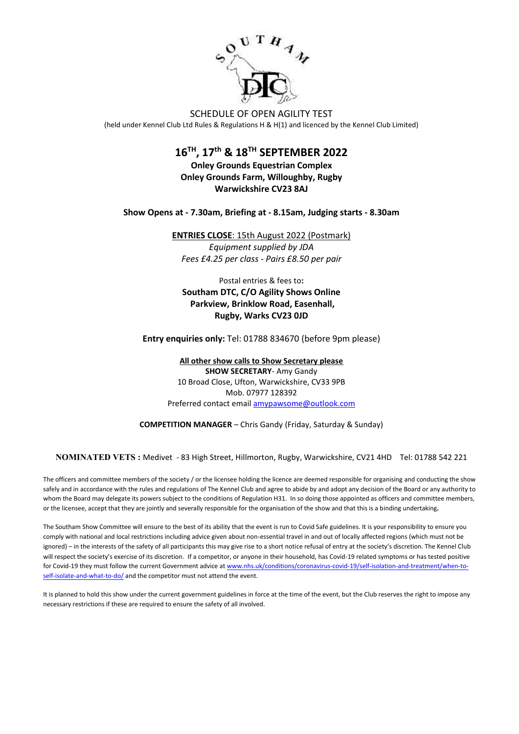SCHEDULE OF OPEN AGILITY TEST

(held under Kennel Club Ltd Rules & Regulations H & H(1) and licenced by the Kennel Club Limited)

# 16TH, 17th & 18TH SEPTEMBER 2022

**Onley Grounds Equestrian Complex**
**Onley Grounds Farm, Willoughby, Rugby**
**Warwickshire CV23 8AJ**

**Show Opens at - 7.30am, Briefing at - 8.15am, Judging starts - 8.30am**

**ENTRIES CLOSE**: 15th August 2022 (Postmark)

*Equipment supplied by JDA*

*Fees £4.25 per class - Pairs £8.50 per pair*

Postal entries & fees to**:**
**Southam DTC, C/O Agility Shows Online**
**Parkview, Brinklow Road, Easenhall,**
**Rugby, Warks CV23 0JD**

**Entry enquiries only:** Tel: 01788 834670 (before 9pm please)

**All other show calls to Show Secretary please**

**SHOW SECRETARY**- Amy Gandy
10 Broad Close, Ufton, Warwickshire, CV33 9PB
Mob. 07977 128392
Preferred contact email amypawsome@outlook.com

**COMPETITION MANAGER** – Chris Gandy (Friday, Saturday & Sunday)

**NOMINATED VETS :** Medivet - 83 High Street, Hillmorton, Rugby, Warwickshire, CV21 4HD Tel: 01788 542 221

The officers and committee members of the society / or the licensee holding the licence are deemed responsible for organising and conducting the show safely and in accordance with the rules and regulations of The Kennel Club and agree to abide by and adopt any decision of the Board or any authority to whom the Board may delegate its powers subject to the conditions of Regulation H31. In so doing those appointed as officers and committee members, or the licensee, accept that they are jointly and severally responsible for the organisation of the show and that this is a binding undertaking**.**

The Southam Show Committee will ensure to the best of its ability that the event is run to Covid Safe guidelines. It is your responsibility to ensure you comply with national and local restrictions including advice given about non-essential travel in and out of locally affected regions (which must not be ignored) – in the interests of the safety of all participants this may give rise to a short notice refusal of entry at the society's discretion. The Kennel Club will respect the society's exercise of its discretion. If a competitor, or anyone in their household, has Covid-19 related symptoms or has tested positive for Covid-19 they must follow the current Government advice at www.nhs.uk/conditions/coronavirus-covid-19/self-isolation-and-treatment/when-to-self-isolate-and-what-to-do/ and the competitor must not attend the event.

It is planned to hold this show under the current government guidelines in force at the time of the event, but the Club reserves the right to impose any necessary restrictions if these are required to ensure the safety of all involved.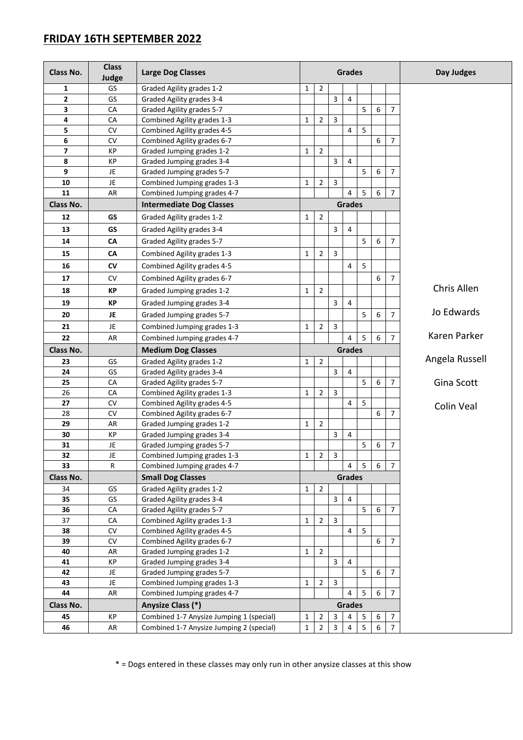## FRIDAY 16TH SEPTEMBER 2022

| Class No. | Class Judge | Large Dog Classes | Grades | | | | | | | Day Judges |
|---|---|---|---|---|---|---|---|---|---|---|
| **1** | GS | Graded Agility grades 1-2 | 1 | 2 | | | | | | |
| **2** | GS | Graded Agility grades 3-4 | | | 3 | 4 | | | | |
| **3** | CA | Graded Agility grades 5-7 | | | | | 5 | 6 | 7 | |
| **4** | CA | Combined Agility grades 1-3 | 1 | 2 | 3 | | | | | |
| **5** | CV | Combined Agility grades 4-5 | | | | 4 | 5 | | | |
| **6** | CV | Combined Agility grades 6-7 | | | | | | 6 | 7 | |
| **7** | KP | Graded Jumping grades 1-2 | 1 | 2 | | | | | | |
| **8** | KP | Graded Jumping grades 3-4 | | | 3 | 4 | | | | |
| **9** | JE | Graded Jumping grades 5-7 | | | | | 5 | 6 | 7 | |
| **10** | JE | Combined Jumping grades 1-3 | 1 | 2 | 3 | | | | | |
| **11** | AR | Combined Jumping grades 4-7 | | | | 4 | 5 | 6 | 7 | |
| **Class No.** | | **Intermediate Dog Classes** | **Grades** | | | | | | | |
| **12** | **GS** | Graded Agility grades 1-2 | 1 | 2 | | | | | | |
| **13** | **GS** | Graded Agility grades 3-4 | | | 3 | 4 | | | | |
| **14** | **CA** | Graded Agility grades 5-7 | | | | | 5 | 6 | 7 | |
| **15** | **CA** | Combined Agility grades 1-3 | 1 | 2 | 3 | | | | | |
| **16** | **CV** | Combined Agility grades 4-5 | | | | 4 | 5 | | | |
| **17** | CV | Combined Agility grades 6-7 | | | | | | 6 | 7 | |
| **18** | **KP** | Graded Jumping grades 1-2 | 1 | 2 | | | | | | Chris Allen |
| **19** | **KP** | Graded Jumping grades 3-4 | | | 3 | 4 | | | | |
| **20** | **JE** | Graded Jumping grades 5-7 | | | | | 5 | 6 | 7 | Jo Edwards |
| **21** | JE | Combined Jumping grades 1-3 | 1 | 2 | 3 | | | | | |
| **22** | AR | Combined Jumping grades 4-7 | | | | 4 | 5 | 6 | 7 | Karen Parker |
| **Class No.** | | **Medium Dog Classes** | **Grades** | | | | | | | Angela Russell |
| **23** | GS | Graded Agility grades 1-2 | 1 | 2 | | | | | | |
| **24** | GS | Graded Agility grades 3-4 | | | 3 | 4 | | | | |
| **25** | CA | Graded Agility grades 5-7 | | | | | 5 | 6 | 7 | Gina Scott |
| 26 | CA | Combined Agility grades 1-3 | 1 | 2 | 3 | | | | | |
| **27** | CV | Combined Agility grades 4-5 | | | | 4 | 5 | | | Colin Veal |
| 28 | CV | Combined Agility grades 6-7 | | | | | | 6 | 7 | |
| **29** | AR | Graded Jumping grades 1-2 | 1 | 2 | | | | | | |
| **30** | KP | Graded Jumping grades 3-4 | | | 3 | 4 | | | | |
| **31** | JE | Graded Jumping grades 5-7 | | | | | 5 | 6 | 7 | |
| **32** | JE | Combined Jumping grades 1-3 | 1 | 2 | 3 | | | | | |
| **33** | R | Combined Jumping grades 4-7 | | | | 4 | 5 | 6 | 7 | |
| **Class No.** | | **Small Dog Classes** | **Grades** | | | | | | | |
| 34 | GS | Graded Agility grades 1-2 | 1 | 2 | | | | | | |
| **35** | GS | Graded Agility grades 3-4 | | | 3 | 4 | | | | |
| **36** | CA | Graded Agility grades 5-7 | | | | | 5 | 6 | 7 | |
| 37 | CA | Combined Agility grades 1-3 | 1 | 2 | 3 | | | | | |
| **38** | CV | Combined Agility grades 4-5 | | | | 4 | 5 | | | |
| **39** | CV | Combined Agility grades 6-7 | | | | | | 6 | 7 | |
| **40** | AR | Graded Jumping grades 1-2 | 1 | 2 | | | | | | |
| **41** | KP | Graded Jumping grades 3-4 | | | 3 | 4 | | | | |
| **42** | JE | Graded Jumping grades 5-7 | | | | | 5 | 6 | 7 | |
| **43** | JE | Combined Jumping grades 1-3 | 1 | 2 | 3 | | | | | |
| **44** | AR | Combined Jumping grades 4-7 | | | | 4 | 5 | 6 | 7 | |
| **Class No.** | | **Anysize Class (*)** | **Grades** | | | | | | | |
| **45** | KP | Combined 1-7 Anysize Jumping 1 (special) | 1 | 2 | 3 | 4 | 5 | 6 | 7 | |
| **46** | AR | Combined 1-7 Anysize Jumping 2 (special) | 1 | 2 | 3 | 4 | 5 | 6 | 7 | |

* = Dogs entered in these classes may only run in other anysize classes at this show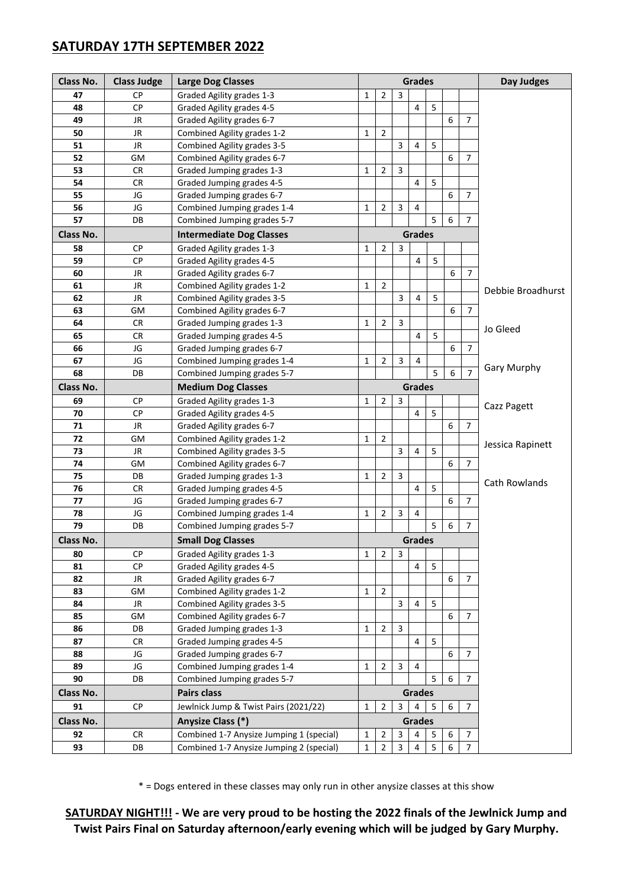## SATURDAY 17TH SEPTEMBER 2022

| Class No. | Class Judge | Large Dog Classes | Grades | | | | | | | Day Judges |
|---|---|---|---|---|---|---|---|---|---|---|
| 47 | CP | Graded Agility grades 1-3 | 1 | 2 | 3 | | | | | |
| 48 | CP | Graded Agility grades 4-5 | | | | 4 | 5 | | | |
| 49 | JR | Graded Agility grades 6-7 | | | | | | 6 | 7 | |
| 50 | JR | Combined Agility grades 1-2 | 1 | 2 | | | | | | |
| 51 | JR | Combined Agility grades 3-5 | | | 3 | 4 | 5 | | | |
| 52 | GM | Combined Agility grades 6-7 | | | | | | 6 | 7 | |
| 53 | CR | Graded Jumping grades 1-3 | 1 | 2 | 3 | | | | | |
| 54 | CR | Graded Jumping grades 4-5 | | | | 4 | 5 | | | |
| 55 | JG | Graded Jumping grades 6-7 | | | | | | 6 | 7 | |
| 56 | JG | Combined Jumping grades 1-4 | 1 | 2 | 3 | 4 | | | | |
| 57 | DB | Combined Jumping grades 5-7 | | | | | 5 | 6 | 7 | |
| **Class No.** | | **Intermediate Dog Classes** | **Grades** | | | | | | | |
| 58 | CP | Graded Agility grades 1-3 | 1 | 2 | 3 | | | | | |
| 59 | CP | Graded Agility grades 4-5 | | | | 4 | 5 | | | |
| 60 | JR | Graded Agility grades 6-7 | | | | | | 6 | 7 | |
| 61 | JR | Combined Agility grades 1-2 | 1 | 2 | | | | | | Debbie Broadhurst |
| 62 | JR | Combined Agility grades 3-5 | | | 3 | 4 | 5 | | | |
| 63 | GM | Combined Agility grades 6-7 | | | | | | 6 | 7 | |
| 64 | CR | Graded Jumping grades 1-3 | 1 | 2 | 3 | | | | | Jo Gleed |
| 65 | CR | Graded Jumping grades 4-5 | | | | 4 | 5 | | | |
| 66 | JG | Graded Jumping grades 6-7 | | | | | | 6 | 7 | |
| 67 | JG | Combined Jumping grades 1-4 | 1 | 2 | 3 | 4 | | | | Gary Murphy |
| 68 | DB | Combined Jumping grades 5-7 | | | | | 5 | 6 | 7 | |
| **Class No.** | | **Medium Dog Classes** | **Grades** | | | | | | | |
| 69 | CP | Graded Agility grades 1-3 | 1 | 2 | 3 | | | | | Cazz Pagett |
| 70 | CP | Graded Agility grades 4-5 | | | | 4 | 5 | | | |
| 71 | JR | Graded Agility grades 6-7 | | | | | | 6 | 7 | |
| 72 | GM | Combined Agility grades 1-2 | 1 | 2 | | | | | | Jessica Rapinett |
| 73 | JR | Combined Agility grades 3-5 | | | 3 | 4 | 5 | | | |
| 74 | GM | Combined Agility grades 6-7 | | | | | | 6 | 7 | |
| 75 | DB | Graded Jumping grades 1-3 | 1 | 2 | 3 | | | | | Cath Rowlands |
| 76 | CR | Graded Jumping grades 4-5 | | | | 4 | 5 | | | |
| 77 | JG | Graded Jumping grades 6-7 | | | | | | 6 | 7 | |
| 78 | JG | Combined Jumping grades 1-4 | 1 | 2 | 3 | 4 | | | | |
| 79 | DB | Combined Jumping grades 5-7 | | | | | 5 | 6 | 7 | |
| **Class No.** | | **Small Dog Classes** | **Grades** | | | | | | | |
| 80 | CP | Graded Agility grades 1-3 | 1 | 2 | 3 | | | | | |
| 81 | CP | Graded Agility grades 4-5 | | | | 4 | 5 | | | |
| 82 | JR | Graded Agility grades 6-7 | | | | | | 6 | 7 | |
| 83 | GM | Combined Agility grades 1-2 | 1 | 2 | | | | | | |
| 84 | JR | Combined Agility grades 3-5 | | | 3 | 4 | 5 | | | |
| 85 | GM | Combined Agility grades 6-7 | | | | | | 6 | 7 | |
| 86 | DB | Graded Jumping grades 1-3 | 1 | 2 | 3 | | | | | |
| 87 | CR | Graded Jumping grades 4-5 | | | | 4 | 5 | | | |
| 88 | JG | Graded Jumping grades 6-7 | | | | | | 6 | 7 | |
| 89 | JG | Combined Jumping grades 1-4 | 1 | 2 | 3 | 4 | | | | |
| 90 | DB | Combined Jumping grades 5-7 | | | | | 5 | 6 | 7 | |
| **Class No.** | | **Pairs class** | **Grades** | | | | | | | |
| 91 | CP | Jewlnick Jump & Twist Pairs (2021/22) | 1 | 2 | 3 | 4 | 5 | 6 | 7 | |
| **Class No.** | | **Anysize Class (*)** | **Grades** | | | | | | | |
| 92 | CR | Combined 1-7 Anysize Jumping 1 (special) | 1 | 2 | 3 | 4 | 5 | 6 | 7 | |
| 93 | DB | Combined 1-7 Anysize Jumping 2 (special) | 1 | 2 | 3 | 4 | 5 | 6 | 7 | |

* = Dogs entered in these classes may only run in other anysize classes at this show

**<u>SATURDAY NIGHT!!!</u> - We are very proud to be hosting the 2022 finals of the Jewlnick Jump and Twist Pairs Final on Saturday afternoon/early evening which will be judged by Gary Murphy.**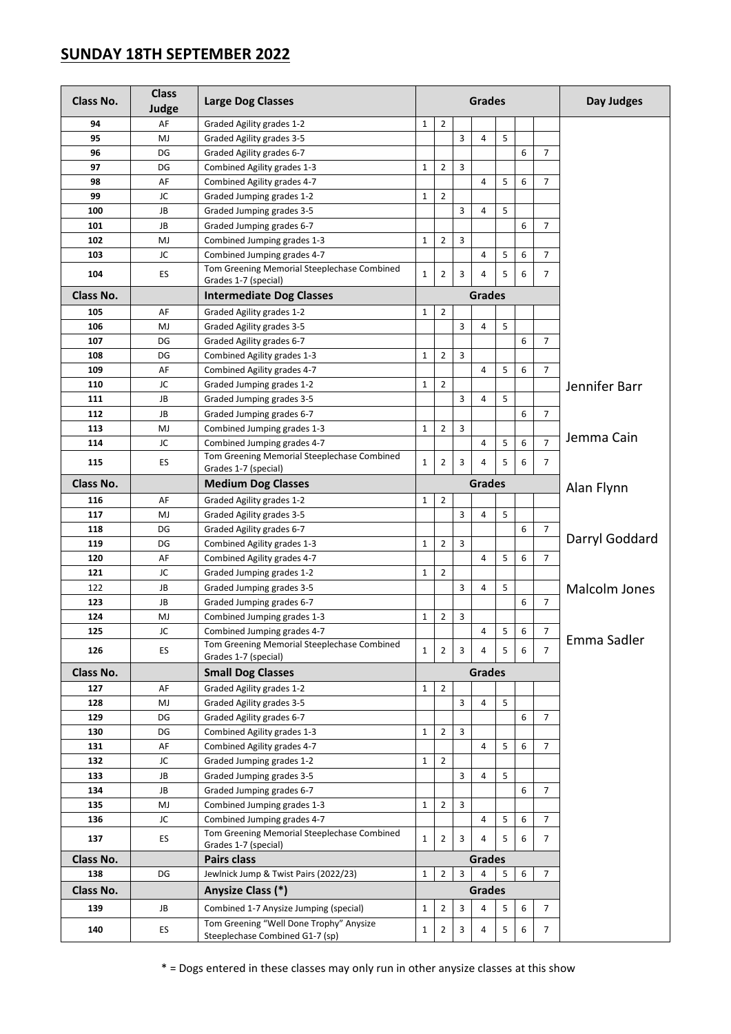## SUNDAY 18TH SEPTEMBER 2022

| Class No. | Class Judge | Large Dog Classes | Grades | | | | | | | Day Judges |
|---|---|---|---|---|---|---|---|---|---|---|
| 94 | AF | Graded Agility grades 1-2 | 1 | 2 | | | | | | |
| 95 | MJ | Graded Agility grades 3-5 | | | 3 | 4 | 5 | | | |
| 96 | DG | Graded Agility grades 6-7 | | | | | | 6 | 7 | |
| 97 | DG | Combined Agility grades 1-3 | 1 | 2 | 3 | | | | | |
| 98 | AF | Combined Agility grades 4-7 | | | | 4 | 5 | 6 | 7 | |
| 99 | JC | Graded Jumping grades 1-2 | 1 | 2 | | | | | | |
| 100 | JB | Graded Jumping grades 3-5 | | | 3 | 4 | 5 | | | |
| 101 | JB | Graded Jumping grades 6-7 | | | | | | 6 | 7 | |
| 102 | MJ | Combined Jumping grades 1-3 | 1 | 2 | 3 | | | | | |
| 103 | JC | Combined Jumping grades 4-7 | | | | 4 | 5 | 6 | 7 | |
| 104 | ES | Tom Greening Memorial Steeplechase Combined Grades 1-7 (special) | 1 | 2 | 3 | 4 | 5 | 6 | 7 | |
| **Class No.** | | **Intermediate Dog Classes** | **Grades** | | | | | | | |
| 105 | AF | Graded Agility grades 1-2 | 1 | 2 | | | | | | |
| 106 | MJ | Graded Agility grades 3-5 | | | 3 | 4 | 5 | | | |
| 107 | DG | Graded Agility grades 6-7 | | | | | | 6 | 7 | |
| 108 | DG | Combined Agility grades 1-3 | 1 | 2 | 3 | | | | | |
| 109 | AF | Combined Agility grades 4-7 | | | | 4 | 5 | 6 | 7 | |
| 110 | JC | Graded Jumping grades 1-2 | 1 | 2 | | | | | | Jennifer Barr |
| 111 | JB | Graded Jumping grades 3-5 | | | 3 | 4 | 5 | | | |
| 112 | JB | Graded Jumping grades 6-7 | | | | | | 6 | 7 | |
| 113 | MJ | Combined Jumping grades 1-3 | 1 | 2 | 3 | | | | | Jemma Cain |
| 114 | JC | Combined Jumping grades 4-7 | | | | 4 | 5 | 6 | 7 | |
| 115 | ES | Tom Greening Memorial Steeplechase Combined Grades 1-7 (special) | 1 | 2 | 3 | 4 | 5 | 6 | 7 | |
| **Class No.** | | **Medium Dog Classes** | **Grades** | | | | | | | Alan Flynn |
| 116 | AF | Graded Agility grades 1-2 | 1 | 2 | | | | | | |
| 117 | MJ | Graded Agility grades 3-5 | | | 3 | 4 | 5 | | | |
| 118 | DG | Graded Agility grades 6-7 | | | | | | 6 | 7 | Darryl Goddard |
| 119 | DG | Combined Agility grades 1-3 | 1 | 2 | 3 | | | | | |
| 120 | AF | Combined Agility grades 4-7 | | | | 4 | 5 | 6 | 7 | |
| 121 | JC | Graded Jumping grades 1-2 | 1 | 2 | | | | | | |
| 122 | JB | Graded Jumping grades 3-5 | | | 3 | 4 | 5 | | | Malcolm Jones |
| 123 | JB | Graded Jumping grades 6-7 | | | | | | 6 | 7 | |
| 124 | MJ | Combined Jumping grades 1-3 | 1 | 2 | 3 | | | | | |
| 125 | JC | Combined Jumping grades 4-7 | | | | 4 | 5 | 6 | 7 | Emma Sadler |
| 126 | ES | Tom Greening Memorial Steeplechase Combined Grades 1-7 (special) | 1 | 2 | 3 | 4 | 5 | 6 | 7 | |
| **Class No.** | | **Small Dog Classes** | **Grades** | | | | | | | |
| 127 | AF | Graded Agility grades 1-2 | 1 | 2 | | | | | | |
| 128 | MJ | Graded Agility grades 3-5 | | | 3 | 4 | 5 | | | |
| 129 | DG | Graded Agility grades 6-7 | | | | | | 6 | 7 | |
| 130 | DG | Combined Agility grades 1-3 | 1 | 2 | 3 | | | | | |
| 131 | AF | Combined Agility grades 4-7 | | | | 4 | 5 | 6 | 7 | |
| 132 | JC | Graded Jumping grades 1-2 | 1 | 2 | | | | | | |
| 133 | JB | Graded Jumping grades 3-5 | | | 3 | 4 | 5 | | | |
| 134 | JB | Graded Jumping grades 6-7 | | | | | | 6 | 7 | |
| 135 | MJ | Combined Jumping grades 1-3 | 1 | 2 | 3 | | | | | |
| 136 | JC | Combined Jumping grades 4-7 | | | | 4 | 5 | 6 | 7 | |
| 137 | ES | Tom Greening Memorial Steeplechase Combined Grades 1-7 (special) | 1 | 2 | 3 | 4 | 5 | 6 | 7 | |
| **Class No.** | | **Pairs class** | **Grades** | | | | | | | |
| 138 | DG | Jewlnick Jump & Twist Pairs (2022/23) | 1 | 2 | 3 | 4 | 5 | 6 | 7 | |
| **Class No.** | | **Anysize Class (*)** | **Grades** | | | | | | | |
| 139 | JB | Combined 1-7 Anysize Jumping (special) | 1 | 2 | 3 | 4 | 5 | 6 | 7 | |
| 140 | ES | Tom Greening "Well Done Trophy" Anysize Steeplechase Combined G1-7 (sp) | 1 | 2 | 3 | 4 | 5 | 6 | 7 | |

* = Dogs entered in these classes may only run in other anysize classes at this show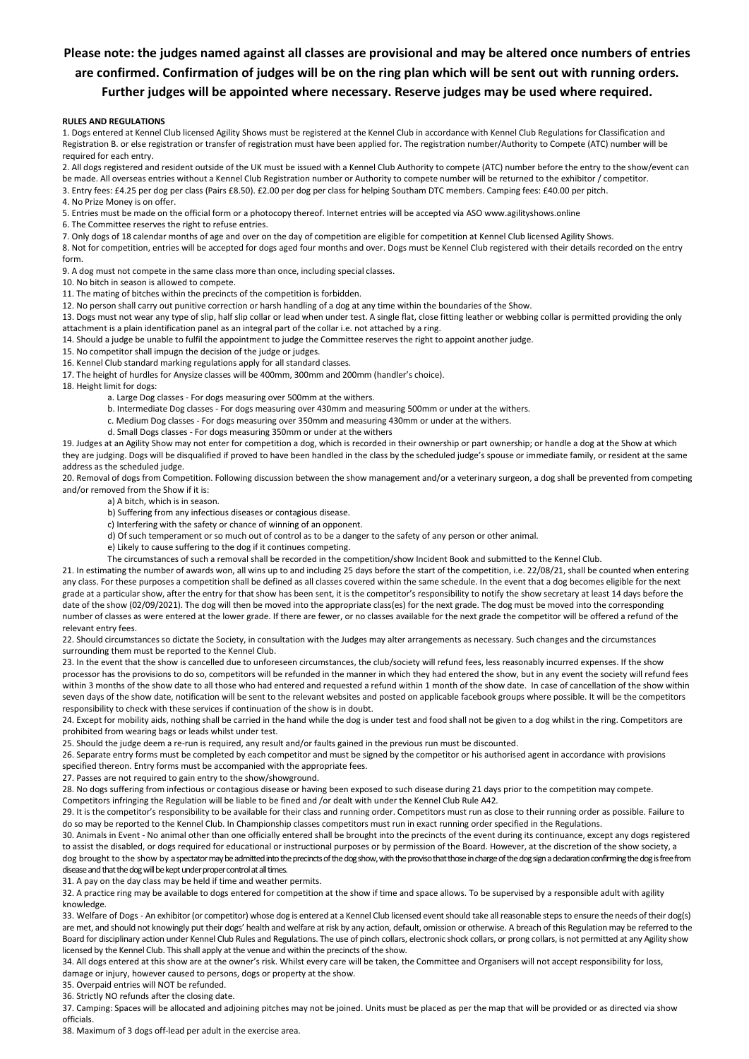**Please note: the judges named against all classes are provisional and may be altered once numbers of entries are confirmed. Confirmation of judges will be on the ring plan which will be sent out with running orders. Further judges will be appointed where necessary. Reserve judges may be used where required.**

**RULES AND REGULATIONS**

1. Dogs entered at Kennel Club licensed Agility Shows must be registered at the Kennel Club in accordance with Kennel Club Regulations for Classification and Registration B. or else registration or transfer of registration must have been applied for. The registration number/Authority to Compete (ATC) number will be required for each entry.
2. All dogs registered and resident outside of the UK must be issued with a Kennel Club Authority to compete (ATC) number before the entry to the show/event can be made. All overseas entries without a Kennel Club Registration number or Authority to compete number will be returned to the exhibitor / competitor.
3. Entry fees: £4.25 per dog per class (Pairs £8.50). £2.00 per dog per class for helping Southam DTC members. Camping fees: £40.00 per pitch.
4. No Prize Money is on offer.
5. Entries must be made on the official form or a photocopy thereof. Internet entries will be accepted via ASO www.agilityshows.online
6. The Committee reserves the right to refuse entries.
7. Only dogs of 18 calendar months of age and over on the day of competition are eligible for competition at Kennel Club licensed Agility Shows.
8. Not for competition, entries will be accepted for dogs aged four months and over. Dogs must be Kennel Club registered with their details recorded on the entry form.
9. A dog must not compete in the same class more than once, including special classes.
10. No bitch in season is allowed to compete.
11. The mating of bitches within the precincts of the competition is forbidden.
12. No person shall carry out punitive correction or harsh handling of a dog at any time within the boundaries of the Show.
13. Dogs must not wear any type of slip, half slip collar or lead when under test. A single flat, close fitting leather or webbing collar is permitted providing the only attachment is a plain identification panel as an integral part of the collar i.e. not attached by a ring.
14. Should a judge be unable to fulfil the appointment to judge the Committee reserves the right to appoint another judge.
15. No competitor shall impugn the decision of the judge or judges.
16. Kennel Club standard marking regulations apply for all standard classes.
17. The height of hurdles for Anysize classes will be 400mm, 300mm and 200mm (handler's choice).
18. Height limit for dogs:
    a. Large Dog classes - For dogs measuring over 500mm at the withers.
    b. Intermediate Dog classes - For dogs measuring over 430mm and measuring 500mm or under at the withers.
    c. Medium Dog classes - For dogs measuring over 350mm and measuring 430mm or under at the withers.
    d. Small Dogs classes - For dogs measuring 350mm or under at the withers
19. Judges at an Agility Show may not enter for competition a dog, which is recorded in their ownership or part ownership; or handle a dog at the Show at which they are judging. Dogs will be disqualified if proved to have been handled in the class by the scheduled judge's spouse or immediate family, or resident at the same address as the scheduled judge.
20. Removal of dogs from Competition. Following discussion between the show management and/or a veterinary surgeon, a dog shall be prevented from competing and/or removed from the Show if it is:
    a) A bitch, which is in season.
    b) Suffering from any infectious diseases or contagious disease.
    c) Interfering with the safety or chance of winning of an opponent.
    d) Of such temperament or so much out of control as to be a danger to the safety of any person or other animal.
    e) Likely to cause suffering to the dog if it continues competing.

    The circumstances of such a removal shall be recorded in the competition/show Incident Book and submitted to the Kennel Club.
21. In estimating the number of awards won, all wins up to and including 25 days before the start of the competition, i.e. 22/08/21, shall be counted when entering any class. For these purposes a competition shall be defined as all classes covered within the same schedule. In the event that a dog becomes eligible for the next grade at a particular show, after the entry for that show has been sent, it is the competitor's responsibility to notify the show secretary at least 14 days before the date of the show (02/09/2021). The dog will then be moved into the appropriate class(es) for the next grade. The dog must be moved into the corresponding number of classes as were entered at the lower grade. If there are fewer, or no classes available for the next grade the competitor will be offered a refund of the relevant entry fees.
22. Should circumstances so dictate the Society, in consultation with the Judges may alter arrangements as necessary. Such changes and the circumstances surrounding them must be reported to the Kennel Club.
23. In the event that the show is cancelled due to unforeseen circumstances, the club/society will refund fees, less reasonably incurred expenses. If the show processor has the provisions to do so, competitors will be refunded in the manner in which they had entered the show, but in any event the society will refund fees within 3 months of the show date to all those who had entered and requested a refund within 1 month of the show date. In case of cancellation of the show within seven days of the show date, notification will be sent to the relevant websites and posted on applicable facebook groups where possible. It will be the competitors responsibility to check with these services if continuation of the show is in doubt.
24. Except for mobility aids, nothing shall be carried in the hand while the dog is under test and food shall not be given to a dog whilst in the ring. Competitors are prohibited from wearing bags or leads whilst under test.
25. Should the judge deem a re-run is required, any result and/or faults gained in the previous run must be discounted.
26. Separate entry forms must be completed by each competitor and must be signed by the competitor or his authorised agent in accordance with provisions specified thereon. Entry forms must be accompanied with the appropriate fees.
27. Passes are not required to gain entry to the show/showground.
28. No dogs suffering from infectious or contagious disease or having been exposed to such disease during 21 days prior to the competition may compete. Competitors infringing the Regulation will be liable to be fined and /or dealt with under the Kennel Club Rule A42.
29. It is the competitor's responsibility to be available for their class and running order. Competitors must run as close to their running order as possible. Failure to do so may be reported to the Kennel Club. In Championship classes competitors must run in exact running order specified in the Regulations.
30. Animals in Event - No animal other than one officially entered shall be brought into the precincts of the event during its continuance, except any dogs registered to assist the disabled, or dogs required for educational or instructional purposes or by permission of the Board. However, at the discretion of the show society, a dog brought to the show by a spectator may be admitted into the precincts of the dog show, with the proviso that those in charge of the dog sign a declaration confirming the dog is free from disease and that the dog will be kept under proper control at all times.
31. A pay on the day class may be held if time and weather permits.
32. A practice ring may be available to dogs entered for competition at the show if time and space allows. To be supervised by a responsible adult with agility knowledge.
33. Welfare of Dogs - An exhibitor (or competitor) whose dog is entered at a Kennel Club licensed event should take all reasonable steps to ensure the needs of their dog(s) are met, and should not knowingly put their dogs' health and welfare at risk by any action, default, omission or otherwise. A breach of this Regulation may be referred to the Board for disciplinary action under Kennel Club Rules and Regulations. The use of pinch collars, electronic shock collars, or prong collars, is not permitted at any Agility show licensed by the Kennel Club. This shall apply at the venue and within the precincts of the show.
34. All dogs entered at this show are at the owner's risk. Whilst every care will be taken, the Committee and Organisers will not accept responsibility for loss, damage or injury, however caused to persons, dogs or property at the show.
35. Overpaid entries will NOT be refunded.
36. Strictly NO refunds after the closing date.
37. Camping: Spaces will be allocated and adjoining pitches may not be joined. Units must be placed as per the map that will be provided or as directed via show officials.
38. Maximum of 3 dogs off-lead per adult in the exercise area.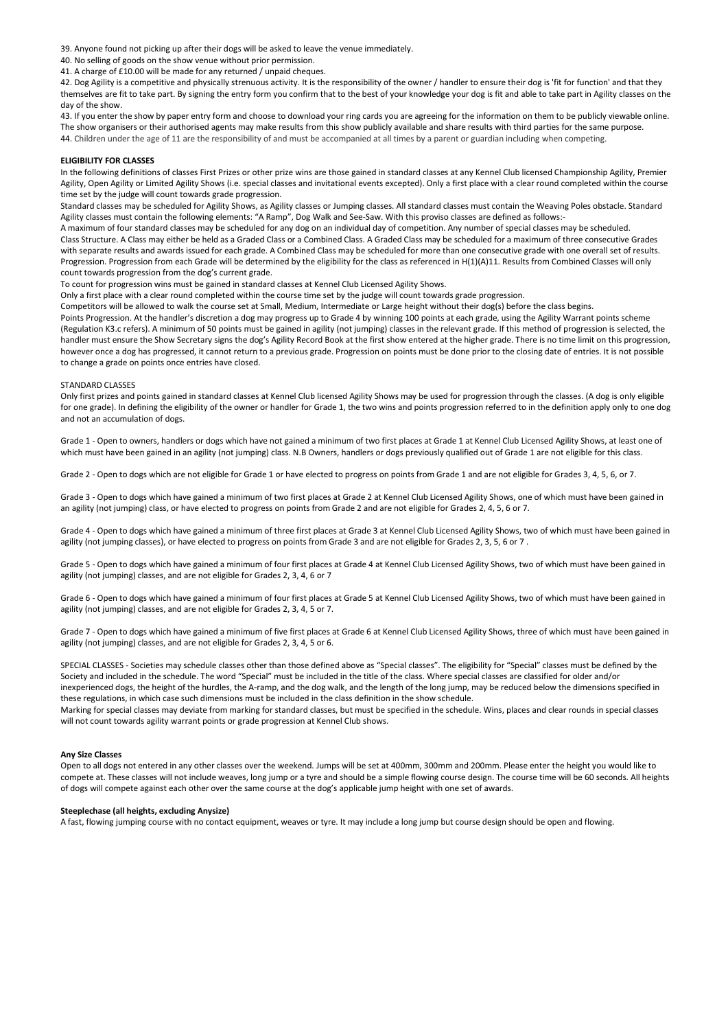39. Anyone found not picking up after their dogs will be asked to leave the venue immediately.
40. No selling of goods on the show venue without prior permission.
41. A charge of £10.00 will be made for any returned / unpaid cheques.
42. Dog Agility is a competitive and physically strenuous activity. It is the responsibility of the owner / handler to ensure their dog is 'fit for function' and that they themselves are fit to take part. By signing the entry form you confirm that to the best of your knowledge your dog is fit and able to take part in Agility classes on the day of the show.
43. If you enter the show by paper entry form and choose to download your ring cards you are agreeing for the information on them to be publicly viewable online. The show organisers or their authorised agents may make results from this show publicly available and share results with third parties for the same purpose.
44. Children under the age of 11 are the responsibility of and must be accompanied at all times by a parent or guardian including when competing.

**ELIGIBILITY FOR CLASSES**

In the following definitions of classes First Prizes or other prize wins are those gained in standard classes at any Kennel Club licensed Championship Agility, Premier Agility, Open Agility or Limited Agility Shows (i.e. special classes and invitational events excepted). Only a first place with a clear round completed within the course time set by the judge will count towards grade progression.

Standard classes may be scheduled for Agility Shows, as Agility classes or Jumping classes. All standard classes must contain the Weaving Poles obstacle. Standard Agility classes must contain the following elements: "A Ramp", Dog Walk and See-Saw. With this proviso classes are defined as follows:-

A maximum of four standard classes may be scheduled for any dog on an individual day of competition. Any number of special classes may be scheduled.

Class Structure. A Class may either be held as a Graded Class or a Combined Class. A Graded Class may be scheduled for a maximum of three consecutive Grades with separate results and awards issued for each grade. A Combined Class may be scheduled for more than one consecutive grade with one overall set of results. Progression. Progression from each Grade will be determined by the eligibility for the class as referenced in H(1)(A)11. Results from Combined Classes will only count towards progression from the dog's current grade.

To count for progression wins must be gained in standard classes at Kennel Club Licensed Agility Shows.

Only a first place with a clear round completed within the course time set by the judge will count towards grade progression.

Competitors will be allowed to walk the course set at Small, Medium, Intermediate or Large height without their dog(s) before the class begins.

Points Progression. At the handler's discretion a dog may progress up to Grade 4 by winning 100 points at each grade, using the Agility Warrant points scheme (Regulation K3.c refers). A minimum of 50 points must be gained in agility (not jumping) classes in the relevant grade. If this method of progression is selected, the handler must ensure the Show Secretary signs the dog's Agility Record Book at the first show entered at the higher grade. There is no time limit on this progression, however once a dog has progressed, it cannot return to a previous grade. Progression on points must be done prior to the closing date of entries. It is not possible to change a grade on points once entries have closed.

STANDARD CLASSES

Only first prizes and points gained in standard classes at Kennel Club licensed Agility Shows may be used for progression through the classes. (A dog is only eligible for one grade). In defining the eligibility of the owner or handler for Grade 1, the two wins and points progression referred to in the definition apply only to one dog and not an accumulation of dogs.

Grade 1 - Open to owners, handlers or dogs which have not gained a minimum of two first places at Grade 1 at Kennel Club Licensed Agility Shows, at least one of which must have been gained in an agility (not jumping) class. N.B Owners, handlers or dogs previously qualified out of Grade 1 are not eligible for this class.

Grade 2 - Open to dogs which are not eligible for Grade 1 or have elected to progress on points from Grade 1 and are not eligible for Grades 3, 4, 5, 6, or 7.

Grade 3 - Open to dogs which have gained a minimum of two first places at Grade 2 at Kennel Club Licensed Agility Shows, one of which must have been gained in an agility (not jumping) class, or have elected to progress on points from Grade 2 and are not eligible for Grades 2, 4, 5, 6 or 7.

Grade 4 - Open to dogs which have gained a minimum of three first places at Grade 3 at Kennel Club Licensed Agility Shows, two of which must have been gained in agility (not jumping classes), or have elected to progress on points from Grade 3 and are not eligible for Grades 2, 3, 5, 6 or 7 .

Grade 5 - Open to dogs which have gained a minimum of four first places at Grade 4 at Kennel Club Licensed Agility Shows, two of which must have been gained in agility (not jumping) classes, and are not eligible for Grades 2, 3, 4, 6 or 7

Grade 6 - Open to dogs which have gained a minimum of four first places at Grade 5 at Kennel Club Licensed Agility Shows, two of which must have been gained in agility (not jumping) classes, and are not eligible for Grades 2, 3, 4, 5 or 7.

Grade 7 - Open to dogs which have gained a minimum of five first places at Grade 6 at Kennel Club Licensed Agility Shows, three of which must have been gained in agility (not jumping) classes, and are not eligible for Grades 2, 3, 4, 5 or 6.

SPECIAL CLASSES - Societies may schedule classes other than those defined above as "Special classes". The eligibility for "Special" classes must be defined by the Society and included in the schedule. The word "Special" must be included in the title of the class. Where special classes are classified for older and/or inexperienced dogs, the height of the hurdles, the A-ramp, and the dog walk, and the length of the long jump, may be reduced below the dimensions specified in these regulations, in which case such dimensions must be included in the class definition in the show schedule.

Marking for special classes may deviate from marking for standard classes, but must be specified in the schedule. Wins, places and clear rounds in special classes will not count towards agility warrant points or grade progression at Kennel Club shows.

**Any Size Classes**

Open to all dogs not entered in any other classes over the weekend. Jumps will be set at 400mm, 300mm and 200mm. Please enter the height you would like to compete at. These classes will not include weaves, long jump or a tyre and should be a simple flowing course design. The course time will be 60 seconds. All heights of dogs will compete against each other over the same course at the dog's applicable jump height with one set of awards.

**Steeplechase (all heights, excluding Anysize)**

A fast, flowing jumping course with no contact equipment, weaves or tyre. It may include a long jump but course design should be open and flowing.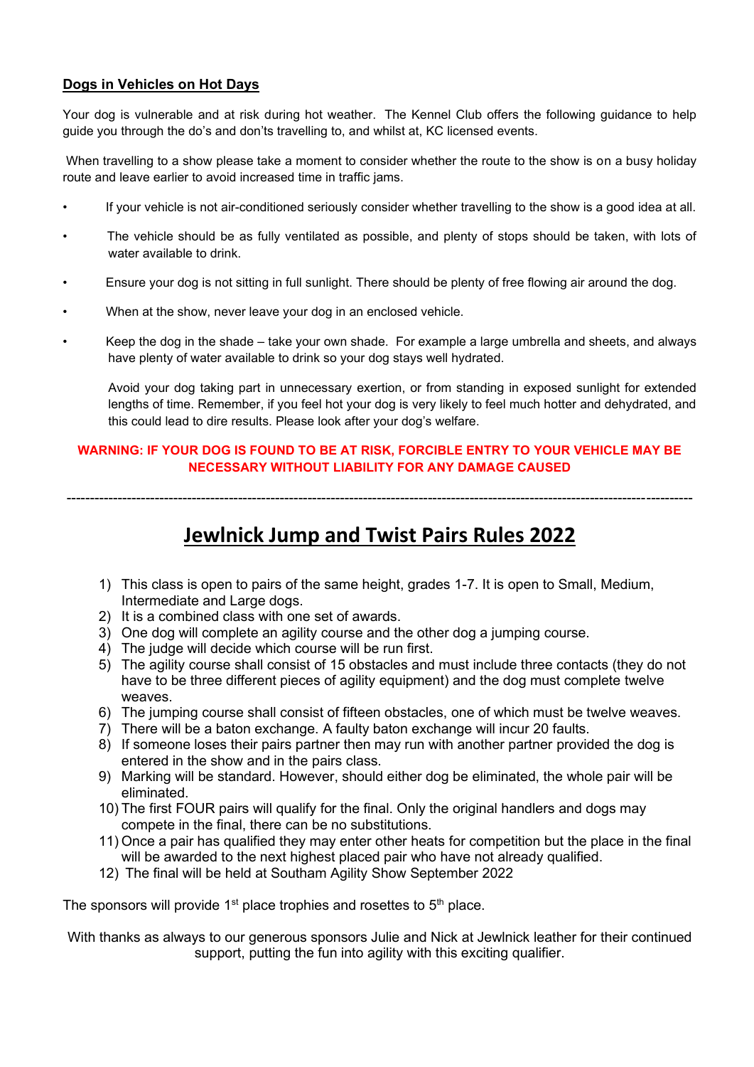**Dogs in Vehicles on Hot Days**

Your dog is vulnerable and at risk during hot weather. The Kennel Club offers the following guidance to help guide you through the do's and don'ts travelling to, and whilst at, KC licensed events.

When travelling to a show please take a moment to consider whether the route to the show is on a busy holiday route and leave earlier to avoid increased time in traffic jams.

- If your vehicle is not air-conditioned seriously consider whether travelling to the show is a good idea at all.
- The vehicle should be as fully ventilated as possible, and plenty of stops should be taken, with lots of water available to drink.
- Ensure your dog is not sitting in full sunlight. There should be plenty of free flowing air around the dog.
- When at the show, never leave your dog in an enclosed vehicle.
- Keep the dog in the shade – take your own shade. For example a large umbrella and sheets, and always have plenty of water available to drink so your dog stays well hydrated.

  Avoid your dog taking part in unnecessary exertion, or from standing in exposed sunlight for extended lengths of time. Remember, if you feel hot your dog is very likely to feel much hotter and dehydrated, and this could lead to dire results. Please look after your dog's welfare.

**WARNING: IF YOUR DOG IS FOUND TO BE AT RISK, FORCIBLE ENTRY TO YOUR VEHICLE MAY BE NECESSARY WITHOUT LIABILITY FOR ANY DAMAGE CAUSED**

---

# Jewlnick Jump and Twist Pairs Rules 2022

1) This class is open to pairs of the same height, grades 1-7. It is open to Small, Medium, Intermediate and Large dogs.
2) It is a combined class with one set of awards.
3) One dog will complete an agility course and the other dog a jumping course.
4) The judge will decide which course will be run first.
5) The agility course shall consist of 15 obstacles and must include three contacts (they do not have to be three different pieces of agility equipment) and the dog must complete twelve weaves.
6) The jumping course shall consist of fifteen obstacles, one of which must be twelve weaves.
7) There will be a baton exchange. A faulty baton exchange will incur 20 faults.
8) If someone loses their pairs partner then may run with another partner provided the dog is entered in the show and in the pairs class.
9) Marking will be standard. However, should either dog be eliminated, the whole pair will be eliminated.
10) The first FOUR pairs will qualify for the final. Only the original handlers and dogs may compete in the final, there can be no substitutions.
11) Once a pair has qualified they may enter other heats for competition but the place in the final will be awarded to the next highest placed pair who have not already qualified.
12) The final will be held at Southam Agility Show September 2022

The sponsors will provide 1st place trophies and rosettes to 5th place.

With thanks as always to our generous sponsors Julie and Nick at Jewlnick leather for their continued support, putting the fun into agility with this exciting qualifier.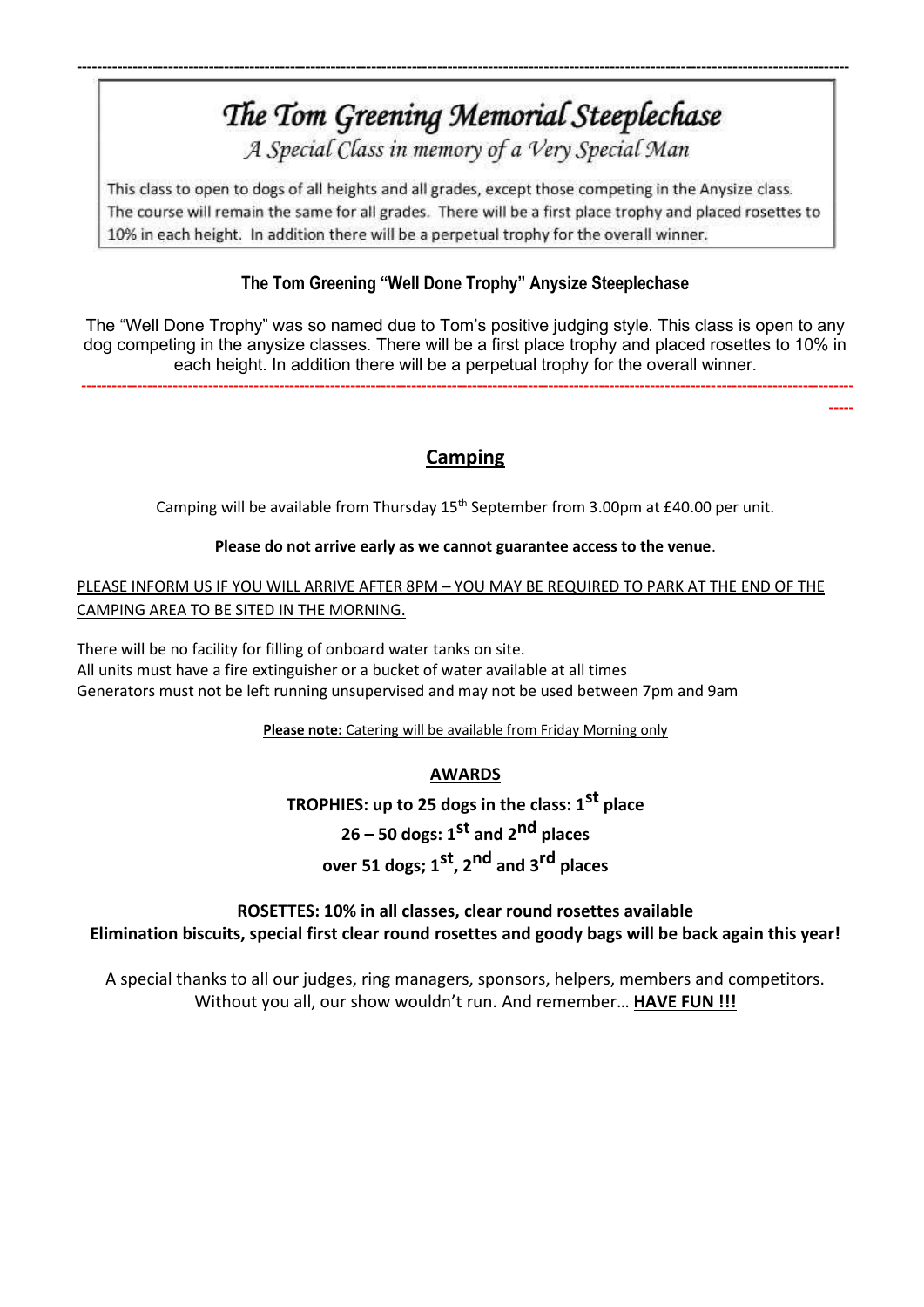---

## *The Tom Greening Memorial Steeplechase*

*A Special Class in memory of a Very Special Man*

This class to open to dogs of all heights and all grades, except those competing in the Anysize class. The course will remain the same for all grades. There will be a first place trophy and placed rosettes to 10% in each height. In addition there will be a perpetual trophy for the overall winner.

### The Tom Greening "Well Done Trophy" Anysize Steeplechase

The "Well Done Trophy" was so named due to Tom's positive judging style. This class is open to any dog competing in the anysize classes. There will be a first place trophy and placed rosettes to 10% in each height. In addition there will be a perpetual trophy for the overall winner.

---

## Camping

Camping will be available from Thursday 15th September from 3.00pm at £40.00 per unit.

**Please do not arrive early as we cannot guarantee access to the venue**.

PLEASE INFORM US IF YOU WILL ARRIVE AFTER 8PM – YOU MAY BE REQUIRED TO PARK AT THE END OF THE CAMPING AREA TO BE SITED IN THE MORNING.

There will be no facility for filling of onboard water tanks on site.
All units must have a fire extinguisher or a bucket of water available at all times
Generators must not be left running unsupervised and may not be used between 7pm and 9am

**Please note:** Catering will be available from Friday Morning only

## AWARDS

**TROPHIES: up to 25 dogs in the class: 1st place**
**26 – 50 dogs: 1st and 2nd places**
**over 51 dogs; 1st, 2nd and 3rd places**

**ROSETTES: 10% in all classes, clear round rosettes available**
**Elimination biscuits, special first clear round rosettes and goody bags will be back again this year!**

A special thanks to all our judges, ring managers, sponsors, helpers, members and competitors. Without you all, our show wouldn't run. And remember… **HAVE FUN !!!**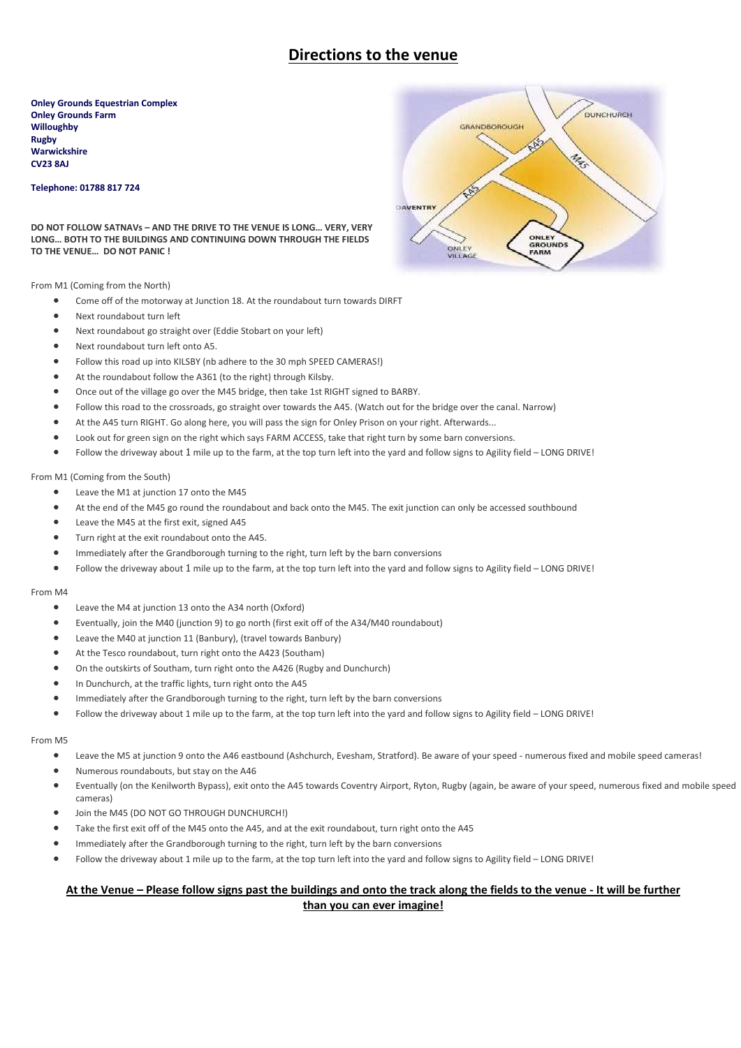# Directions to the venue

**Onley Grounds Equestrian Complex**
**Onley Grounds Farm**
**Willoughby**
**Rugby**
**Warwickshire**
**CV23 8AJ**

**Telephone: 01788 817 724**

**DO NOT FOLLOW SATNAVs – AND THE DRIVE TO THE VENUE IS LONG… VERY, VERY LONG… BOTH TO THE BUILDINGS AND CONTINUING DOWN THROUGH THE FIELDS TO THE VENUE… DO NOT PANIC !**

From M1 (Coming from the North)

- Come off of the motorway at Junction 18. At the roundabout turn towards DIRFT
- Next roundabout turn left
- Next roundabout go straight over (Eddie Stobart on your left)
- Next roundabout turn left onto A5.
- Follow this road up into KILSBY (nb adhere to the 30 mph SPEED CAMERAS!)
- At the roundabout follow the A361 (to the right) through Kilsby.
- Once out of the village go over the M45 bridge, then take 1st RIGHT signed to BARBY.
- Follow this road to the crossroads, go straight over towards the A45. (Watch out for the bridge over the canal. Narrow)
- At the A45 turn RIGHT. Go along here, you will pass the sign for Onley Prison on your right. Afterwards...
- Look out for green sign on the right which says FARM ACCESS, take that right turn by some barn conversions.
- Follow the driveway about 1 mile up to the farm, at the top turn left into the yard and follow signs to Agility field – LONG DRIVE!

From M1 (Coming from the South)

- Leave the M1 at junction 17 onto the M45
- At the end of the M45 go round the roundabout and back onto the M45. The exit junction can only be accessed southbound
- Leave the M45 at the first exit, signed A45
- Turn right at the exit roundabout onto the A45.
- Immediately after the Grandborough turning to the right, turn left by the barn conversions
- Follow the driveway about 1 mile up to the farm, at the top turn left into the yard and follow signs to Agility field – LONG DRIVE!

From M4

- Leave the M4 at junction 13 onto the A34 north (Oxford)
- Eventually, join the M40 (junction 9) to go north (first exit off of the A34/M40 roundabout)
- Leave the M40 at junction 11 (Banbury), (travel towards Banbury)
- At the Tesco roundabout, turn right onto the A423 (Southam)
- On the outskirts of Southam, turn right onto the A426 (Rugby and Dunchurch)
- In Dunchurch, at the traffic lights, turn right onto the A45
- Immediately after the Grandborough turning to the right, turn left by the barn conversions
- Follow the driveway about 1 mile up to the farm, at the top turn left into the yard and follow signs to Agility field – LONG DRIVE!

From M5

- Leave the M5 at junction 9 onto the A46 eastbound (Ashchurch, Evesham, Stratford). Be aware of your speed - numerous fixed and mobile speed cameras!
- Numerous roundabouts, but stay on the A46
- Eventually (on the Kenilworth Bypass), exit onto the A45 towards Coventry Airport, Ryton, Rugby (again, be aware of your speed, numerous fixed and mobile speed cameras)
- Join the M45 (DO NOT GO THROUGH DUNCHURCH!)
- Take the first exit off of the M45 onto the A45, and at the exit roundabout, turn right onto the A45
- Immediately after the Grandborough turning to the right, turn left by the barn conversions
- Follow the driveway about 1 mile up to the farm, at the top turn left into the yard and follow signs to Agility field – LONG DRIVE!

**At the Venue – Please follow signs past the buildings and onto the track along the fields to the venue - It will be further than you can ever imagine!**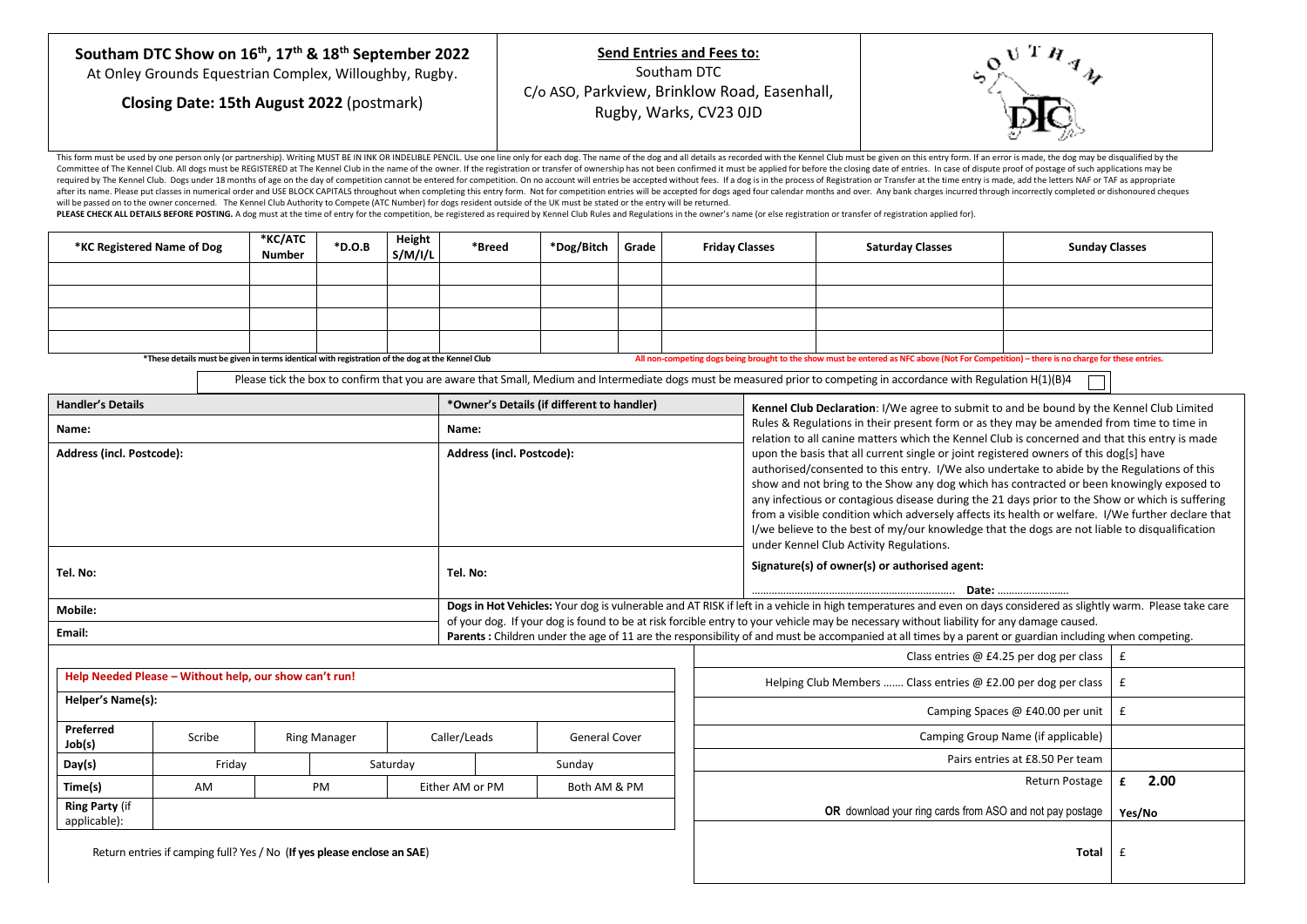**Southam DTC Show on 16th, 17th & 18th September 2022**
At Onley Grounds Equestrian Complex, Willoughby, Rugby.

**Closing Date: 15th August 2022** (postmark)

**Send Entries and Fees to:**
Southam DTC
C/o ASO, Parkview, Brinklow Road, Easenhall,
Rugby, Warks, CV23 0JD

This form must be used by one person only (or partnership). Writing MUST BE IN INK OR INDELIBLE PENCIL. Use one line only for each dog. The name of the dog and all details as recorded with the Kennel Club must be given on this entry form. If an error is made, the dog may be disqualified by the Committee of The Kennel Club. All dogs must be REGISTERED at The Kennel Club in the name of the owner. If the registration or transfer of ownership has not been confirmed it must be applied for before the closing date of entries. In case of dispute proof of postage of such applications may be required by The Kennel Club. Dogs under 18 months of age on the day of competition cannot be entered for competition. On no account will entries be accepted without fees. If a dog is in the process of Registration or Transfer at the time entry is made, add the letters NAF or TAF as appropriate after its name. Please put classes in numerical order and USE BLOCK CAPITALS throughout when completing this entry form. Not for competition entries will be accepted for dogs aged four calendar months and over. Any bank charges incurred through incorrectly completed or dishonoured cheques will be passed on to the owner concerned. The Kennel Club Authority to Compete (ATC Number) for dogs resident outside of the UK must be stated or the entry will be returned.
**PLEASE CHECK ALL DETAILS BEFORE POSTING.** A dog must at the time of entry for the competition, be registered as required by Kennel Club Rules and Regulations in the owner's name (or else registration or transfer of registration applied for).

| *KC Registered Name of Dog | *KC/ATC Number | *D.O.B | Height S/M/I/L | *Breed | *Dog/Bitch | Grade | Friday Classes | Saturday Classes | Sunday Classes |
|---|---|---|---|---|---|---|---|---|---|
| | | | | | | | | | |
| | | | | | | | | | |
| | | | | | | | | | |
| | | | | | | | | | |

*These details must be given in terms identical with registration of the dog at the Kennel Club

All non-competing dogs being brought to the show must be entered as NFC above (Not For Competition) – there is no charge for these entries.

Please tick the box to confirm that you are aware that Small, Medium and Intermediate dogs must be measured prior to competing in accordance with Regulation H(1)(B)4 ☐

| Handler's Details | *Owner's Details (if different to handler) |
|---|---|
| Name: | Name: |
| Address (incl. Postcode): | Address (incl. Postcode): |
| Tel. No: | Tel. No: |
| Mobile: | |
| Email: | |

**Kennel Club Declaration**: I/We agree to submit to and be bound by the Kennel Club Limited Rules & Regulations in their present form or as they may be amended from time to time in relation to all canine matters which the Kennel Club is concerned and that this entry is made upon the basis that all current single or joint registered owners of this dog[s] have authorised/consented to this entry. I/We also undertake to abide by the Regulations of this show and not bring to the Show any dog which has contracted or been knowingly exposed to any infectious or contagious disease during the 21 days prior to the Show or which is suffering from a visible condition which adversely affects its health or welfare. I/We further declare that I/we believe to the best of my/our knowledge that the dogs are not liable to disqualification under Kennel Club Activity Regulations.

**Signature(s) of owner(s) or authorised agent:**

……………………………………………………… **Date:** ……………………

**Dogs in Hot Vehicles:** Your dog is vulnerable and AT RISK if left in a vehicle in high temperatures and even on days considered as slightly warm. Please take care of your dog. If your dog is found to be at risk forcible entry to your vehicle may be necessary without liability for any damage caused.
**Parents :** Children under the age of 11 are the responsibility of and must be accompanied at all times by a parent or guardian including when competing.

**Help Needed Please – Without help, our show can't run!**

| **Helper's Name(s):** | | | | |
|---|---|---|---|---|
| **Preferred Job(s)** | Scribe | Ring Manager | Caller/Leads | General Cover |
| **Day(s)** | Friday | Saturday | Sunday | |
| **Time(s)** | AM | PM | Either AM or PM | Both AM & PM |
| **Ring Party** (if applicable): | | | | |

Return entries if camping full? Yes / No (**If yes please enclose an SAE**)

| | |
|---|---|
| Class entries @ £4.25 per dog per class | £ |
| Helping Club Members ……. Class entries @ £2.00 per dog per class | £ |
| Camping Spaces @ £40.00 per unit | £ |
| Camping Group Name (if applicable) | |
| Pairs entries at £8.50 Per team | |
| Return Postage | **£ 2.00** |
| **OR** download your ring cards from ASO and not pay postage | **Yes/No** |
| **Total** | £ |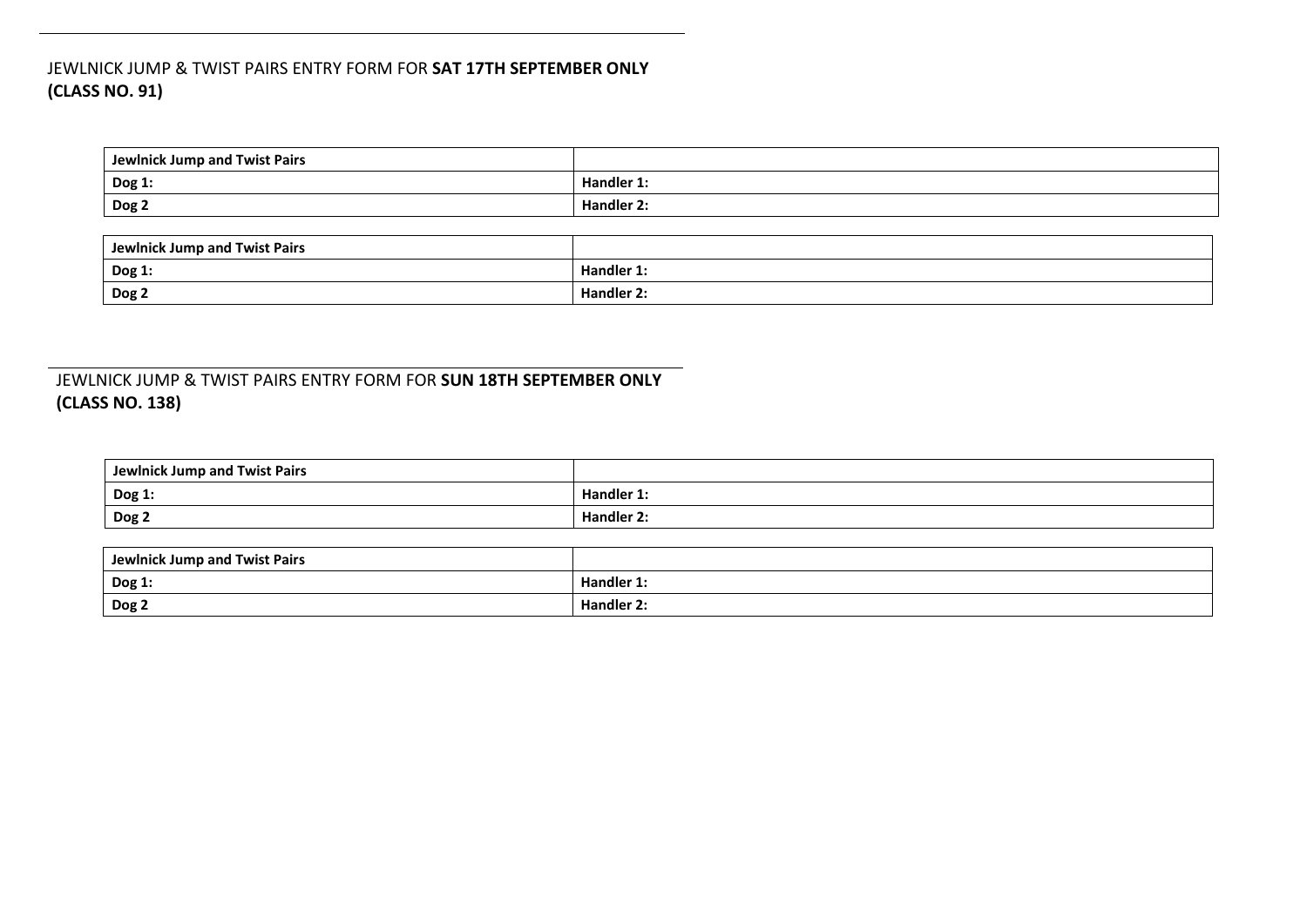JEWLNICK JUMP & TWIST PAIRS ENTRY FORM FOR **SAT 17TH SEPTEMBER ONLY (CLASS NO. 91)**

| **Jewlnick Jump and Twist Pairs** | |
|---|---|
| **Dog 1:** | **Handler 1:** |
| **Dog 2** | **Handler 2:** |

| **Jewlnick Jump and Twist Pairs** | |
|---|---|
| **Dog 1:** | **Handler 1:** |
| **Dog 2** | **Handler 2:** |

JEWLNICK JUMP & TWIST PAIRS ENTRY FORM FOR **SUN 18TH SEPTEMBER ONLY (CLASS NO. 138)**

| **Jewlnick Jump and Twist Pairs** | |
|---|---|
| **Dog 1:** | **Handler 1:** |
| **Dog 2** | **Handler 2:** |

| **Jewlnick Jump and Twist Pairs** | |
|---|---|
| **Dog 1:** | **Handler 1:** |
| **Dog 2** | **Handler 2:** |